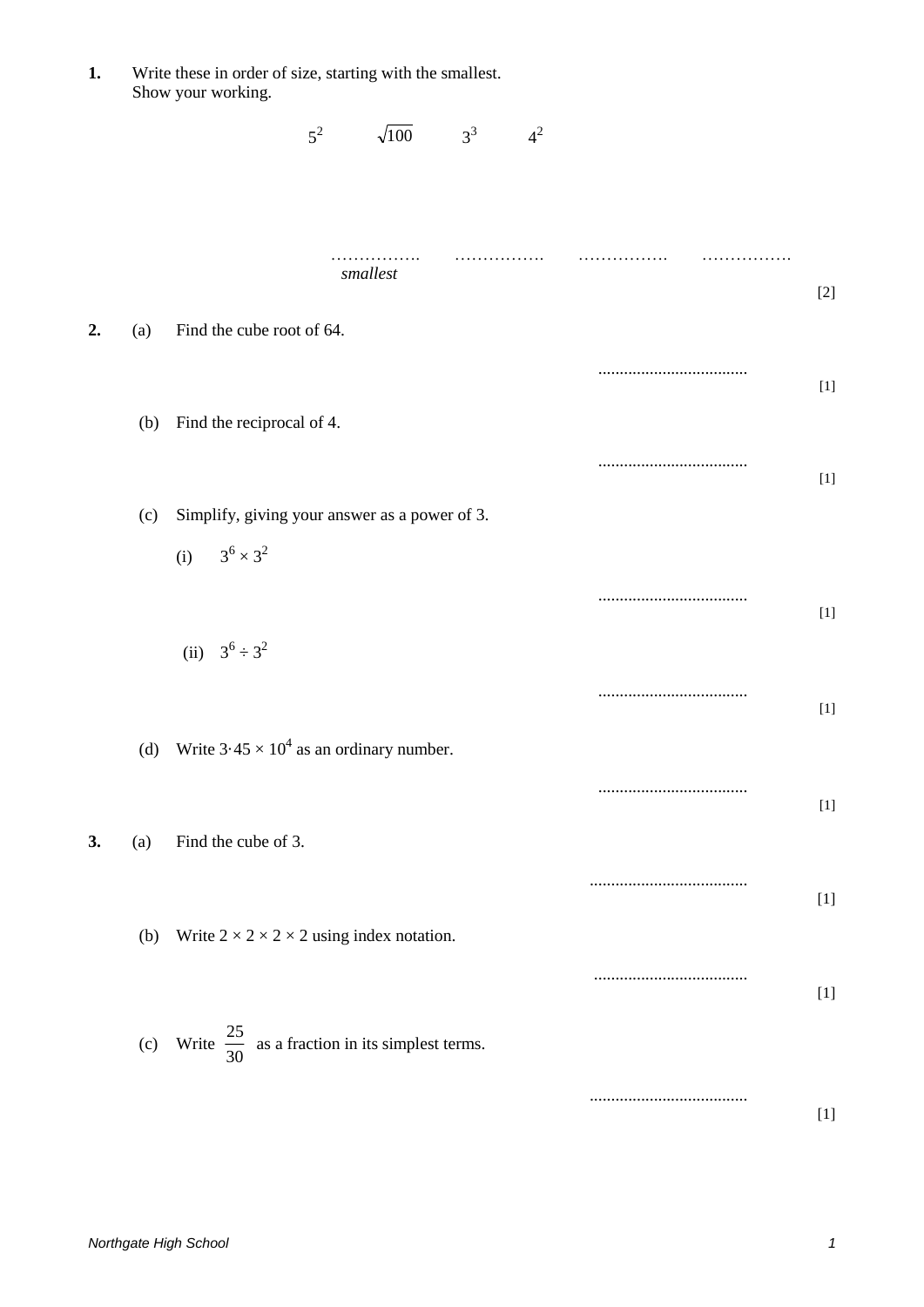**1.** Write these in order of size, starting with the smallest.
Show your working.

$$5^2 \qquad \sqrt{100} \qquad 3^3 \qquad 4^2$$

……………. ……………. ……………. …………….
*smallest*

[2]

**2.** (a) Find the cube root of 64.

...................................
[1]

(b) Find the reciprocal of 4.

...................................
[1]

(c) Simplify, giving your answer as a power of 3.

(i) $3^6 \times 3^2$

...................................
[1]

(ii) $3^6 \div 3^2$

...................................
[1]

(d) Write $3{\cdot}45 \times 10^4$ as an ordinary number.

...................................
[1]

**3.** (a) Find the cube of 3.

.....................................
[1]

(b) Write $2 \times 2 \times 2 \times 2$ using index notation.

....................................
[1]

(c) Write $\frac{25}{30}$ as a fraction in its simplest terms.

.....................................
[1]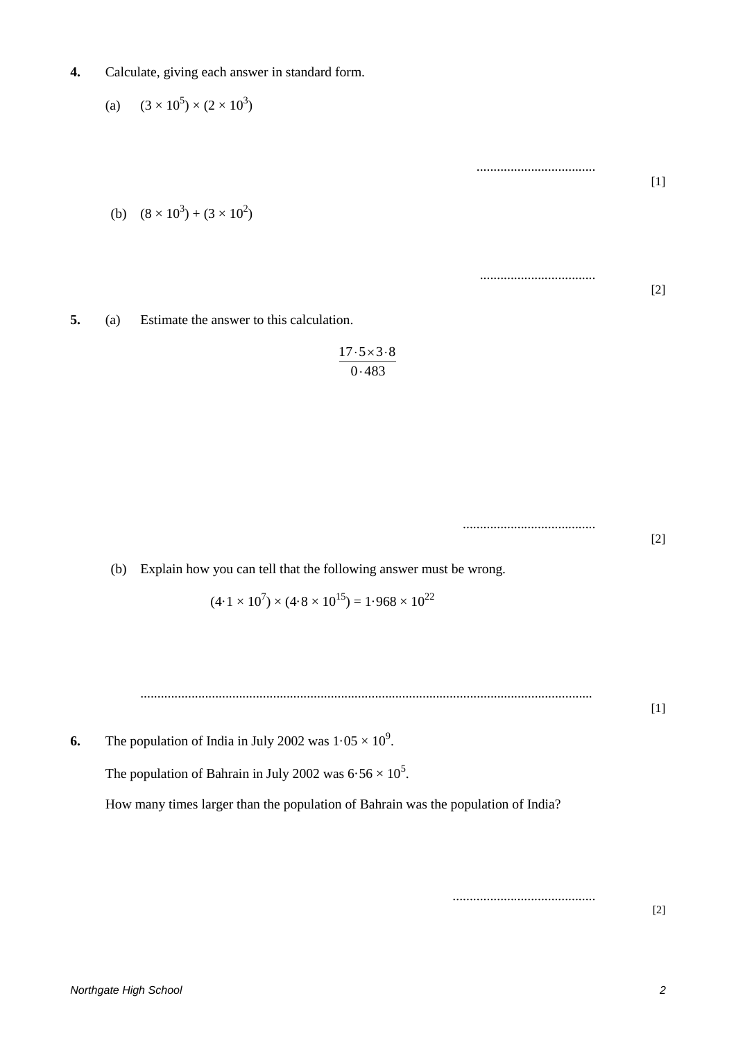**4.** Calculate, giving each answer in standard form.

(a) $(3 \times 10^5) \times (2 \times 10^3)$

.................................. [1]

(b) $(8 \times 10^3) + (3 \times 10^2)$

.................................. [2]

**5.** (a) Estimate the answer to this calculation.

$$\frac{17 \cdot 5 \times 3 \cdot 8}{0 \cdot 483}$$

.................................. [2]

(b) Explain how you can tell that the following answer must be wrong.

$$(4 \cdot 1 \times 10^7) \times (4 \cdot 8 \times 10^{15}) = 1 \cdot 968 \times 10^{22}$$

.................................................................................................................................. [1]

**6.** The population of India in July 2002 was $1 \cdot 05 \times 10^9$.

The population of Bahrain in July 2002 was $6 \cdot 56 \times 10^5$.

How many times larger than the population of Bahrain was the population of India?

.................................. [2]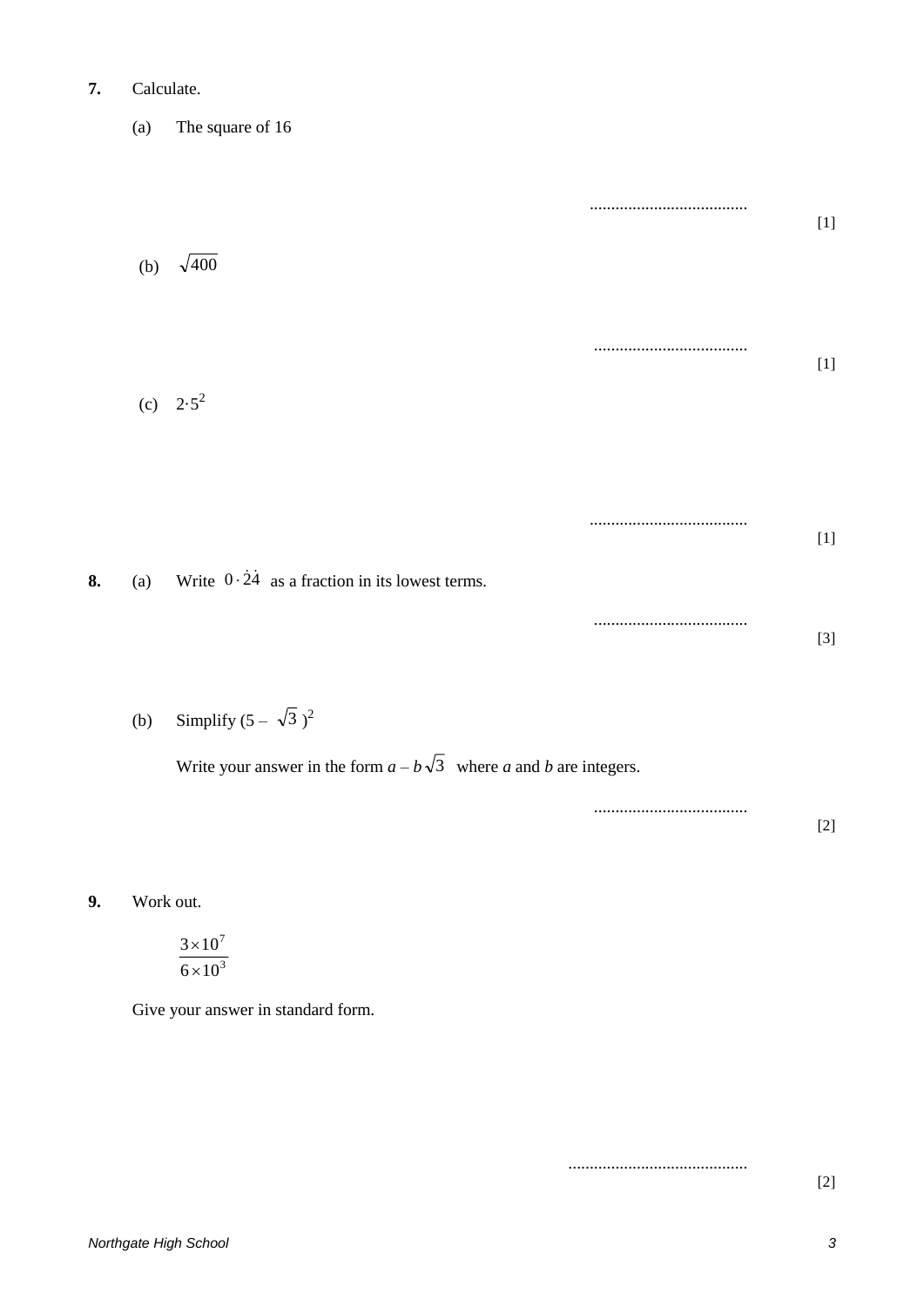**7.** Calculate.

(a) The square of 16

.................................... [1]

(b) $\sqrt{400}$

.................................... [1]

(c) $2{\cdot}5^2$

.................................... [1]

**8.** (a) Write $0 \cdot \dot{2}\dot{4}$ as a fraction in its lowest terms.

.................................... [3]

(b) Simplify $(5 - \sqrt{3})^2$

Write your answer in the form $a - b\sqrt{3}$ where $a$ and $b$ are integers.

.................................... [2]

**9.** Work out.

$$\frac{3 \times 10^7}{6 \times 10^3}$$

Give your answer in standard form.

.......................................... [2]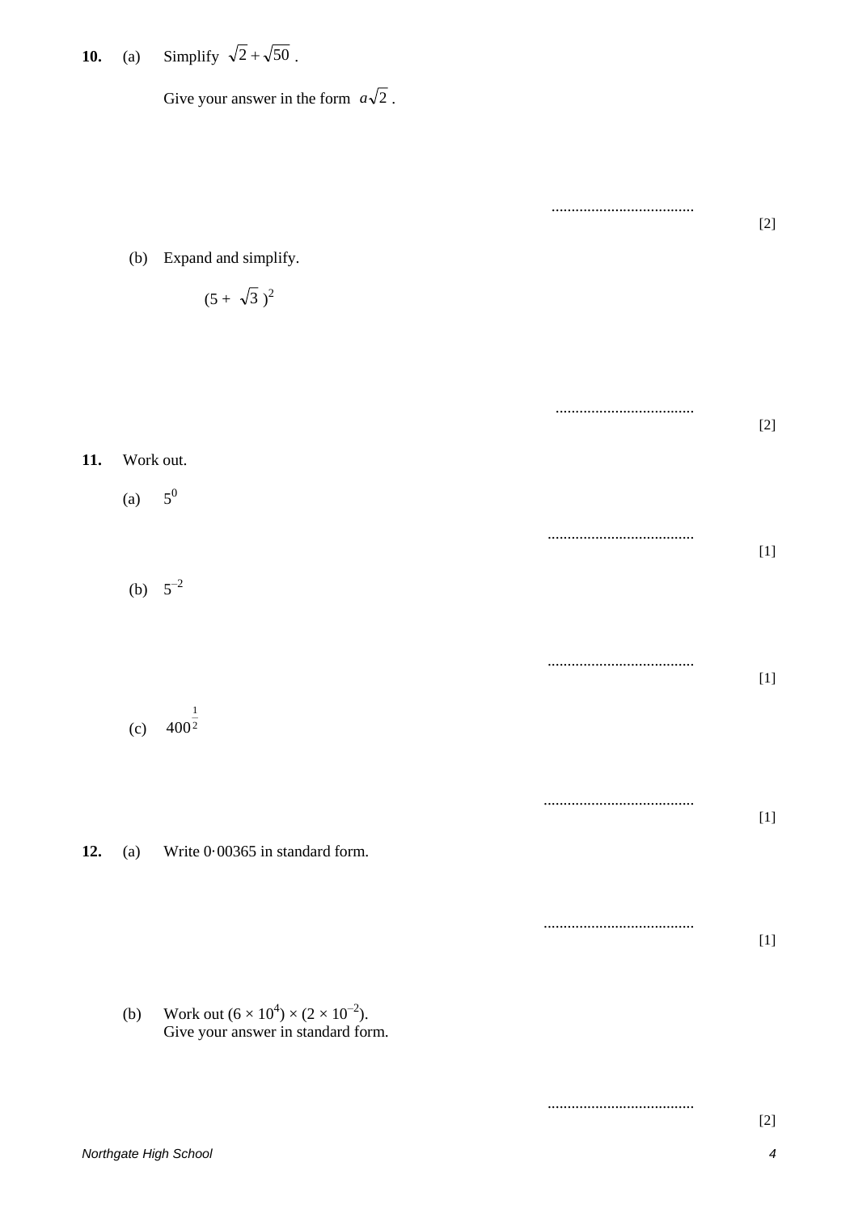**10.** (a) Simplify $\sqrt{2} + \sqrt{50}$ .

Give your answer in the form $a\sqrt{2}$ .

.................................... [2]

(b) Expand and simplify.

$(5 + \sqrt{3})^2$

.................................... [2]

**11.** Work out.

(a) $5^0$

.................................... [1]

(b) $5^{-2}$

.................................... [1]

(c) $400^{\frac{1}{2}}$

.................................... [1]

**12.** (a) Write 0·00365 in standard form.

.................................... [1]

(b) Work out $(6 \times 10^4) \times (2 \times 10^{-2})$.
Give your answer in standard form.

.................................... [2]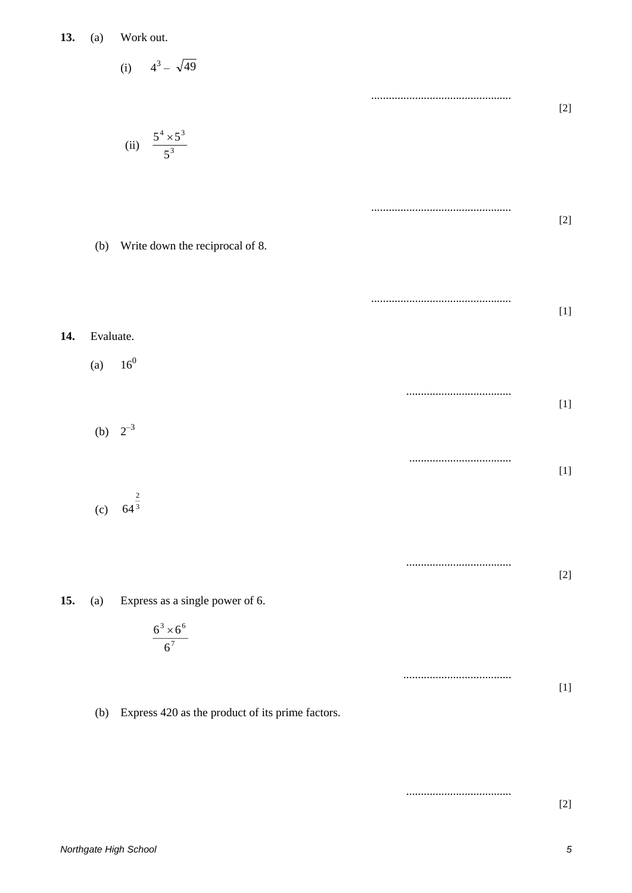**13.** (a) Work out.

(i) $4^3 - \sqrt{49}$

.............................................. [2]

(ii) $\dfrac{5^4 \times 5^3}{5^3}$

.............................................. [2]

(b) Write down the reciprocal of 8.

.............................................. [1]

**14.** Evaluate.

(a) $16^0$

.................................... [1]

(b) $2^{-3}$

.................................... [1]

(c) $64^{\frac{2}{3}}$

.................................... [2]

**15.** (a) Express as a single power of 6.

$$\frac{6^3 \times 6^6}{6^7}$$

.................................... [1]

(b) Express 420 as the product of its prime factors.

.................................... [2]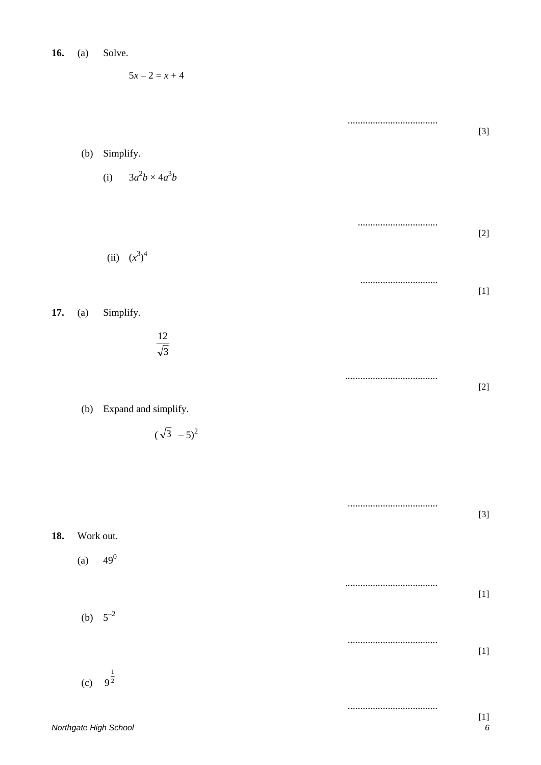**16.** (a) Solve.

$$5x - 2 = x + 4$$

.................................... [3]

(b) Simplify.

(i) $3a^2b \times 4a^3b$

................................ [2]

(ii) $(x^3)^4$

............................... [1]

**17.** (a) Simplify.

$$\frac{12}{\sqrt{3}}$$

..................................... [2]

(b) Expand and simplify.

$$(\sqrt{3} - 5)^2$$

.................................... [3]

**18.** Work out.

(a) $49^0$

..................................... [1]

(b) $5^{-2}$

.................................... [1]

(c) $9^{\frac{1}{2}}$

.................................... [1]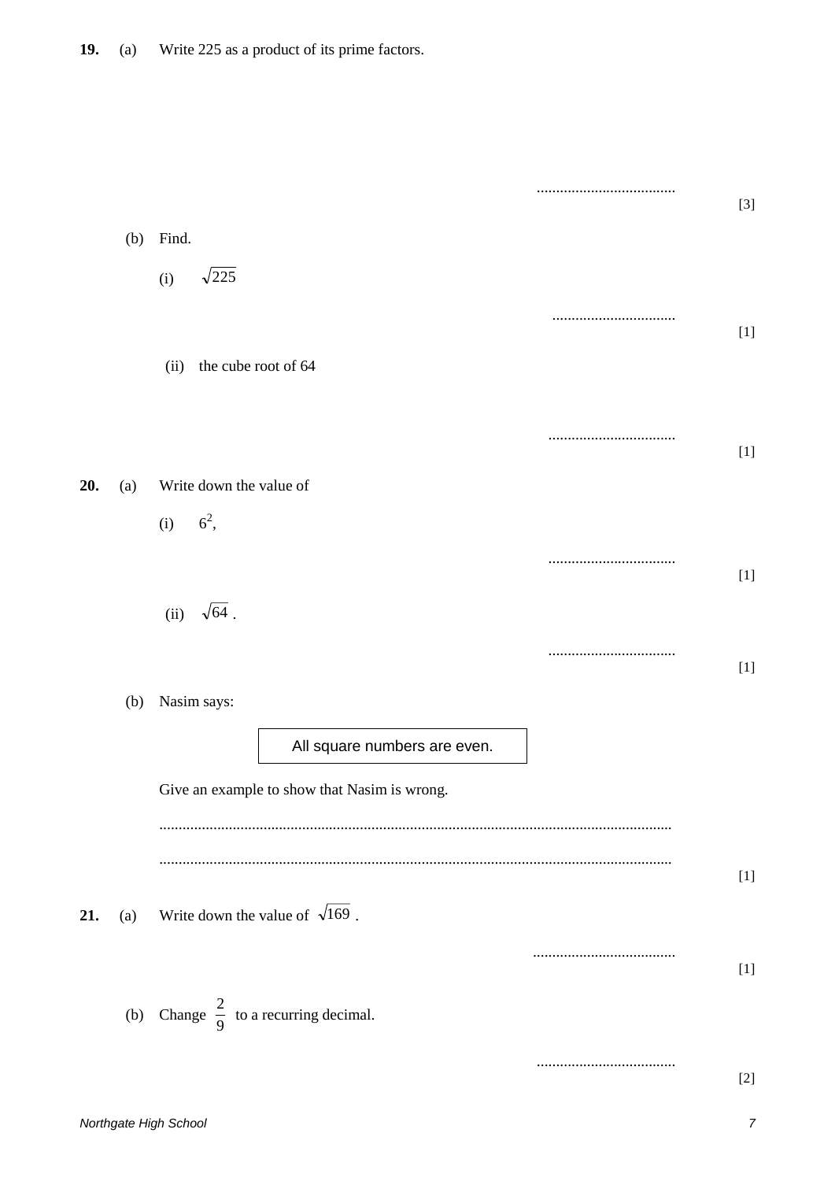**19.** (a) Write 225 as a product of its prime factors.

.................................... [3]

(b) Find.

(i) $\sqrt{225}$

................................ [1]

(ii) the cube root of 64

................................. [1]

**20.** (a) Write down the value of

(i) $6^2$,

................................. [1]

(ii) $\sqrt{64}$ .

................................. [1]

(b) Nasim says:

> All square numbers are even.

Give an example to show that Nasim is wrong.

..................................................................................................................................

.................................................................................................................................. [1]

**21.** (a) Write down the value of $\sqrt{169}$ .

..................................... [1]

(b) Change $\frac{2}{9}$ to a recurring decimal.

.................................... [2]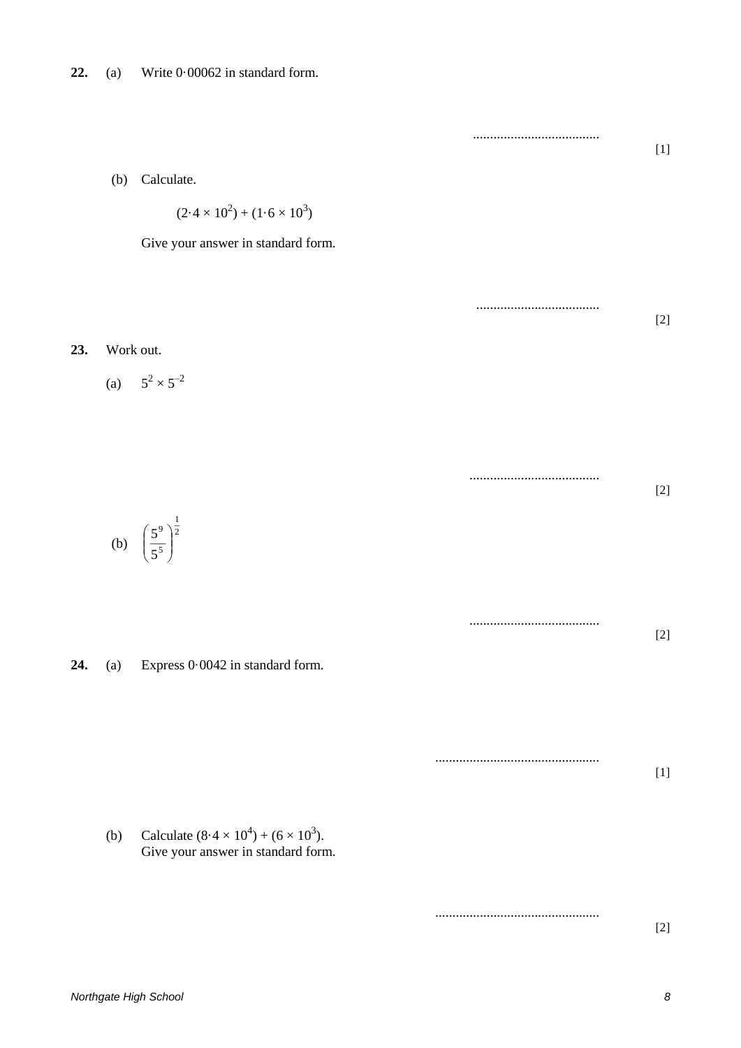**22.** (a) Write 0·00062 in standard form.

.....................................
[1]

(b) Calculate.

$$(2{\cdot}4 \times 10^2) + (1{\cdot}6 \times 10^3)$$

Give your answer in standard form.

.....................................
[2]

**23.** Work out.

(a) $5^2 \times 5^{-2}$

.....................................
[2]

(b) $\left(\frac{5^9}{5^5}\right)^{\frac{1}{2}}$

.....................................
[2]

**24.** (a) Express 0·0042 in standard form.

.....................................
[1]

(b) Calculate $(8{\cdot}4 \times 10^4) + (6 \times 10^3)$.
Give your answer in standard form.

.....................................
[2]

*Northgate High School*